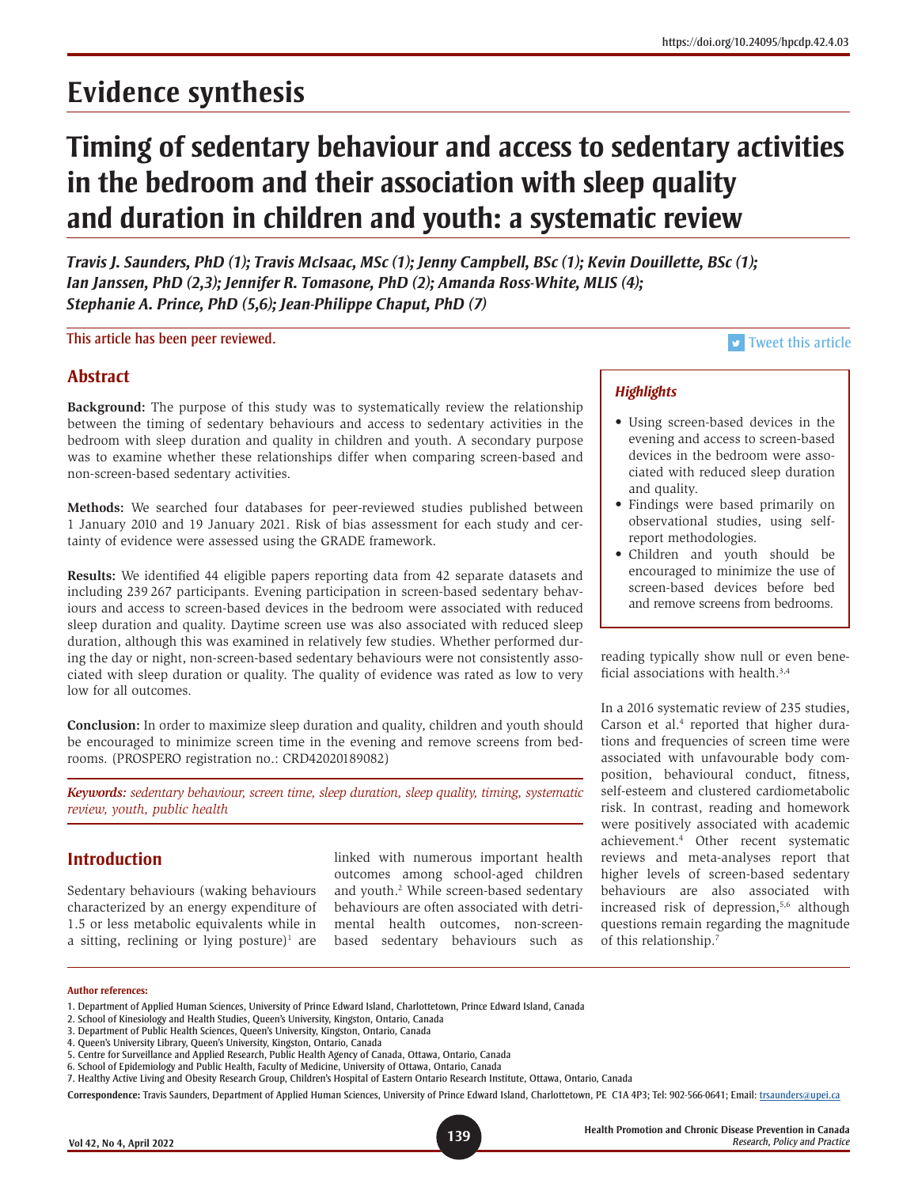https://doi.org/10.24095/hpcdp.42.4.03

# Evidence synthesis

# Timing of sedentary behaviour and access to sedentary activities in the bedroom and their association with sleep quality and duration in children and youth: a systematic review

***Travis J. Saunders, PhD (1); Travis McIsaac, MSc (1); Jenny Campbell, BSc (1); Kevin Douillette, BSc (1); Ian Janssen, PhD (2,3); Jennifer R. Tomasone, PhD (2); Amanda Ross-White, MLIS (4); Stephanie A. Prince, PhD (5,6); Jean-Philippe Chaput, PhD (7)***

This article has been peer reviewed.

Tweet this article

## Abstract

**Background:** The purpose of this study was to systematically review the relationship between the timing of sedentary behaviours and access to sedentary activities in the bedroom with sleep duration and quality in children and youth. A secondary purpose was to examine whether these relationships differ when comparing screen-based and non-screen-based sedentary activities.

**Methods:** We searched four databases for peer-reviewed studies published between 1 January 2010 and 19 January 2021. Risk of bias assessment for each study and certainty of evidence were assessed using the GRADE framework.

**Results:** We identified 44 eligible papers reporting data from 42 separate datasets and including 239 267 participants. Evening participation in screen-based sedentary behaviours and access to screen-based devices in the bedroom were associated with reduced sleep duration and quality. Daytime screen use was also associated with reduced sleep duration, although this was examined in relatively few studies. Whether performed during the day or night, non-screen-based sedentary behaviours were not consistently associated with sleep duration or quality. The quality of evidence was rated as low to very low for all outcomes.

**Conclusion:** In order to maximize sleep duration and quality, children and youth should be encouraged to minimize screen time in the evening and remove screens from bedrooms. (PROSPERO registration no.: CRD42020189082)

***Keywords:*** *sedentary behaviour, screen time, sleep duration, sleep quality, timing, systematic review, youth, public health*

### *Highlights*

- Using screen-based devices in the evening and access to screen-based devices in the bedroom were associated with reduced sleep duration and quality.
- Findings were based primarily on observational studies, using self-report methodologies.
- Children and youth should be encouraged to minimize the use of screen-based devices before bed and remove screens from bedrooms.

## Introduction

Sedentary behaviours (waking behaviours characterized by an energy expenditure of 1.5 or less metabolic equivalents while in a sitting, reclining or lying posture)[1] are linked with numerous important health outcomes among school-aged children and youth.[2] While screen-based sedentary behaviours are often associated with detrimental health outcomes, non-screen-based sedentary behaviours such as reading typically show null or even beneficial associations with health.[3,4]

In a 2016 systematic review of 235 studies, Carson et al.[4] reported that higher durations and frequencies of screen time were associated with unfavourable body composition, behavioural conduct, fitness, self-esteem and clustered cardiometabolic risk. In contrast, reading and homework were positively associated with academic achievement.[4] Other recent systematic reviews and meta-analyses report that higher levels of screen-based sedentary behaviours are also associated with increased risk of depression,[5,6] although questions remain regarding the magnitude of this relationship.[7]

**Author references:**

1. Department of Applied Human Sciences, University of Prince Edward Island, Charlottetown, Prince Edward Island, Canada
2. School of Kinesiology and Health Studies, Queen's University, Kingston, Ontario, Canada
3. Department of Public Health Sciences, Queen's University, Kingston, Ontario, Canada
4. Queen's University Library, Queen's University, Kingston, Ontario, Canada
5. Centre for Surveillance and Applied Research, Public Health Agency of Canada, Ottawa, Ontario, Canada
6. School of Epidemiology and Public Health, Faculty of Medicine, University of Ottawa, Ottawa, Canada
7. Healthy Active Living and Obesity Research Group, Children's Hospital of Eastern Ontario Research Institute, Ottawa, Ontario, Canada

**Correspondence:** Travis Saunders, Department of Applied Human Sciences, University of Prince Edward Island, Charlottetown, PE C1A 4P3; Tel: 902-566-0641; Email: trsaunders@upei.ca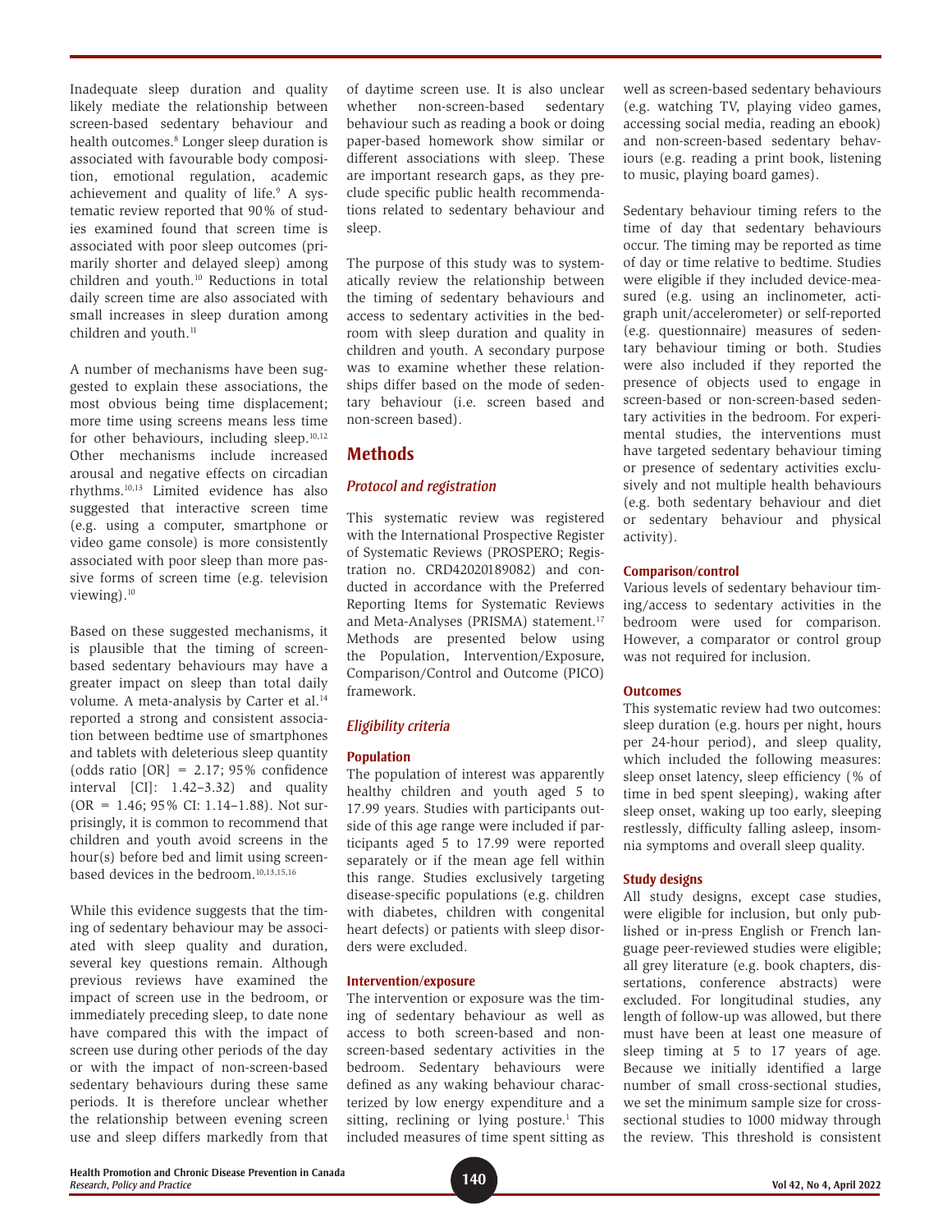Inadequate sleep duration and quality likely mediate the relationship between screen-based sedentary behaviour and health outcomes.[8] Longer sleep duration is associated with favourable body composition, emotional regulation, academic achievement and quality of life.[9] A systematic review reported that 90% of studies examined found that screen time is associated with poor sleep outcomes (primarily shorter and delayed sleep) among children and youth.[10] Reductions in total daily screen time are also associated with small increases in sleep duration among children and youth.[11]

A number of mechanisms have been suggested to explain these associations, the most obvious being time displacement; more time using screens means less time for other behaviours, including sleep.[10,12] Other mechanisms include increased arousal and negative effects on circadian rhythms.[10,13] Limited evidence has also suggested that interactive screen time (e.g. using a computer, smartphone or video game console) is more consistently associated with poor sleep than more passive forms of screen time (e.g. television viewing).[10]

Based on these suggested mechanisms, it is plausible that the timing of screen-based sedentary behaviours may have a greater impact on sleep than total daily volume. A meta-analysis by Carter et al.[14] reported a strong and consistent association between bedtime use of smartphones and tablets with deleterious sleep quantity (odds ratio [OR] = 2.17; 95% confidence interval [CI]: 1.42–3.32) and quality (OR = 1.46; 95% CI: 1.14–1.88). Not surprisingly, it is common to recommend that children and youth avoid screens in the hour(s) before bed and limit using screen-based devices in the bedroom.[10,13,15,16]

While this evidence suggests that the timing of sedentary behaviour may be associated with sleep quality and duration, several key questions remain. Although previous reviews have examined the impact of screen use in the bedroom, or immediately preceding sleep, to date none have compared this with the impact of screen use during other periods of the day or with the impact of non-screen-based sedentary behaviours during these same periods. It is therefore unclear whether the relationship between evening screen use and sleep differs markedly from that of daytime screen use. It is also unclear whether non-screen-based sedentary behaviour such as reading a book or doing paper-based homework show similar or different associations with sleep. These are important research gaps, as they preclude specific public health recommendations related to sedentary behaviour and sleep.

The purpose of this study was to systematically review the relationship between the timing of sedentary behaviours and access to sedentary activities in the bedroom with sleep duration and quality in children and youth. A secondary purpose was to examine whether these relationships differ based on the mode of sedentary behaviour (i.e. screen based and non-screen based).

## Methods

### Protocol and registration

This systematic review was registered with the International Prospective Register of Systematic Reviews (PROSPERO; Registration no. CRD42020189082) and conducted in accordance with the Preferred Reporting Items for Systematic Reviews and Meta-Analyses (PRISMA) statement.[17] Methods are presented below using the Population, Intervention/Exposure, Comparison/Control and Outcome (PICO) framework.

### Eligibility criteria

#### Population

The population of interest was apparently healthy children and youth aged 5 to 17.99 years. Studies with participants outside of this age range were included if participants aged 5 to 17.99 were reported separately or if the mean age fell within this range. Studies exclusively targeting disease-specific populations (e.g. children with diabetes, children with congenital heart defects) or patients with sleep disorders were excluded.

#### Intervention/exposure

The intervention or exposure was the timing of sedentary behaviour as well as access to both screen-based and non-screen-based sedentary activities in the bedroom. Sedentary behaviours were defined as any waking behaviour characterized by low energy expenditure and a sitting, reclining or lying posture.[1] This included measures of time spent sitting as well as screen-based sedentary behaviours (e.g. watching TV, playing video games, accessing social media, reading an ebook) and non-screen-based sedentary behaviours (e.g. reading a print book, listening to music, playing board games).

Sedentary behaviour timing refers to the time of day that sedentary behaviours occur. The timing may be reported as time of day or time relative to bedtime. Studies were eligible if they included device-measured (e.g. using an inclinometer, actigraph unit/accelerometer) or self-reported (e.g. questionnaire) measures of sedentary behaviour timing or both. Studies were also included if they reported the presence of objects used to engage in screen-based or non-screen-based sedentary activities in the bedroom. For experimental studies, the interventions must have targeted sedentary behaviour timing or presence of sedentary activities exclusively and not multiple health behaviours (e.g. both sedentary behaviour and diet or sedentary behaviour and physical activity).

#### Comparison/control

Various levels of sedentary behaviour timing/access to sedentary activities in the bedroom were used for comparison. However, a comparator or control group was not required for inclusion.

#### Outcomes

This systematic review had two outcomes: sleep duration (e.g. hours per night, hours per 24-hour period), and sleep quality, which included the following measures: sleep onset latency, sleep efficiency (% of time in bed spent sleeping), waking after sleep onset, waking up too early, sleeping restlessly, difficulty falling asleep, insomnia symptoms and overall sleep quality.

#### Study designs

All study designs, except case studies, were eligible for inclusion, but only published or in-press English or French language peer-reviewed studies were eligible; all grey literature (e.g. book chapters, dissertations, conference abstracts) were excluded. For longitudinal studies, any length of follow-up was allowed, but there must have been at least one measure of sleep timing at 5 to 17 years of age. Because we initially identified a large number of small cross-sectional studies, we set the minimum sample size for cross-sectional studies to 1000 midway through the review. This threshold is consistent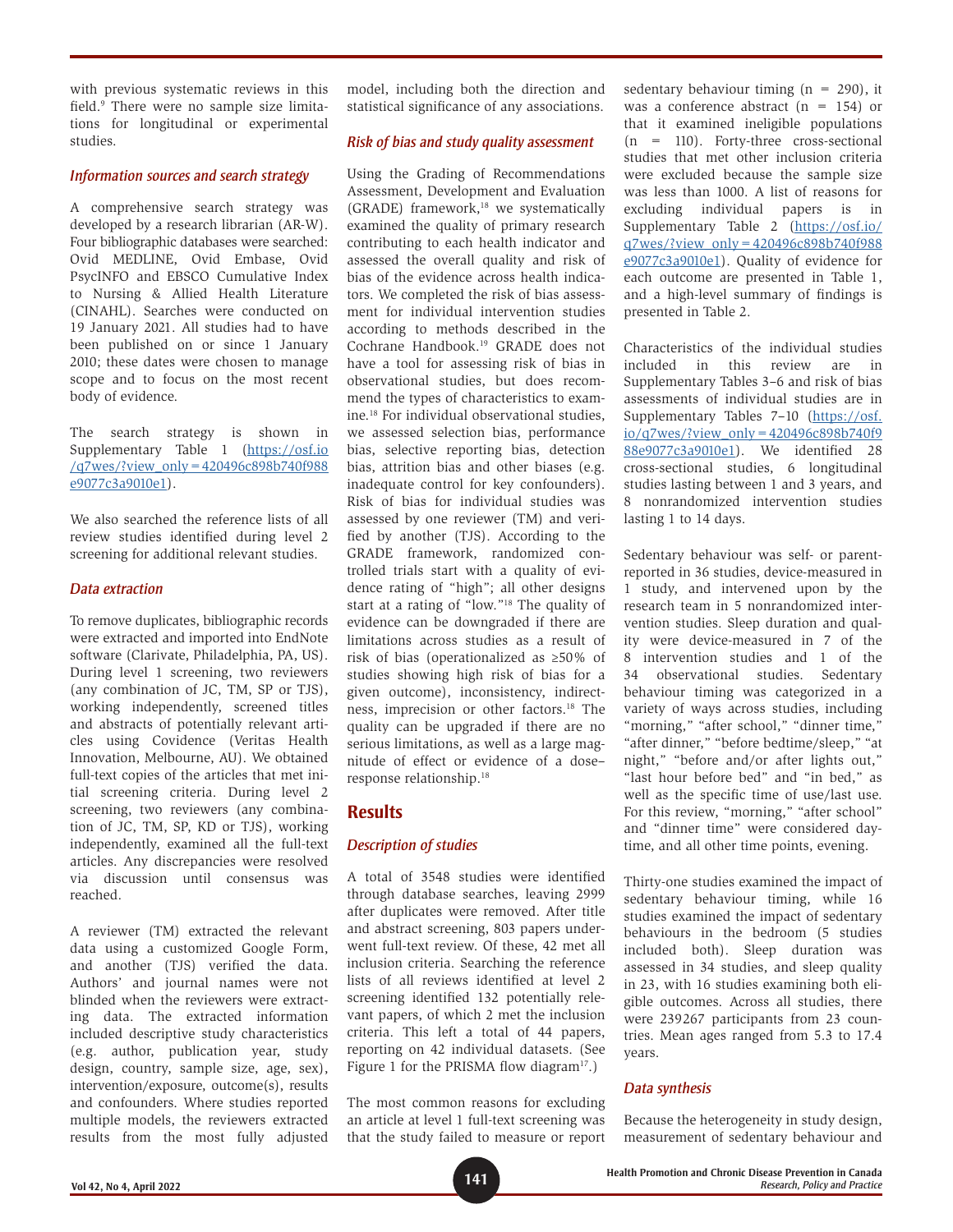with previous systematic reviews in this field.[9] There were no sample size limitations for longitudinal or experimental studies.

### Information sources and search strategy

A comprehensive search strategy was developed by a research librarian (AR-W). Four bibliographic databases were searched: Ovid MEDLINE, Ovid Embase, Ovid PsycINFO and EBSCO Cumulative Index to Nursing & Allied Health Literature (CINAHL). Searches were conducted on 19 January 2021. All studies had to have been published on or since 1 January 2010; these dates were chosen to manage scope and to focus on the most recent body of evidence.

The search strategy is shown in Supplementary Table 1 (https://osf.io/q7wes/?view_only=420496c898b740f988e9077c3a9010e1).

We also searched the reference lists of all review studies identified during level 2 screening for additional relevant studies.

### Data extraction

To remove duplicates, bibliographic records were extracted and imported into EndNote software (Clarivate, Philadelphia, PA, US). During level 1 screening, two reviewers (any combination of JC, TM, SP or TJS), working independently, screened titles and abstracts of potentially relevant articles using Covidence (Veritas Health Innovation, Melbourne, AU). We obtained full-text copies of the articles that met initial screening criteria. During level 2 screening, two reviewers (any combination of JC, TM, SP, KD or TJS), working independently, examined all the full-text articles. Any discrepancies were resolved via discussion until consensus was reached.

A reviewer (TM) extracted the relevant data using a customized Google Form, and another (TJS) verified the data. Authors' and journal names were not blinded when the reviewers were extracting data. The extracted information included descriptive study characteristics (e.g. author, publication year, study design, country, sample size, age, sex), intervention/exposure, outcome(s), results and confounders. Where studies reported multiple models, the reviewers extracted results from the most fully adjusted model, including both the direction and statistical significance of any associations.

### Risk of bias and study quality assessment

Using the Grading of Recommendations Assessment, Development and Evaluation (GRADE) framework,[18] we systematically examined the quality of primary research contributing to each health indicator and assessed the overall quality and risk of bias of the evidence across health indicators. We completed the risk of bias assessment for individual intervention studies according to methods described in the Cochrane Handbook.[19] GRADE does not have a tool for assessing risk of bias in observational studies, but does recommend the types of characteristics to examine.[18] For individual observational studies, we assessed selection bias, performance bias, selective reporting bias, detection bias, attrition bias and other biases (e.g. inadequate control for key confounders). Risk of bias for individual studies was assessed by one reviewer (TM) and verified by another (TJS). According to the GRADE framework, randomized controlled trials start with a quality of evidence rating of "high"; all other designs start at a rating of "low."[18] The quality of evidence can be downgraded if there are limitations across studies as a result of risk of bias (operationalized as ≥50% of studies showing high risk of bias for a given outcome), inconsistency, indirectness, imprecision or other factors.[18] The quality can be upgraded if there are no serious limitations, as well as a large magnitude of effect or evidence of a dose–response relationship.[18]

## Results

### Description of studies

A total of 3548 studies were identified through database searches, leaving 2999 after duplicates were removed. After title and abstract screening, 803 papers underwent full-text review. Of these, 42 met all inclusion criteria. Searching the reference lists of all reviews identified at level 2 screening identified 132 potentially relevant papers, of which 2 met the inclusion criteria. This left a total of 44 papers, reporting on 42 individual datasets. (See Figure 1 for the PRISMA flow diagram[17].)

The most common reasons for excluding an article at level 1 full-text screening was that the study failed to measure or report sedentary behaviour timing (n = 290), it was a conference abstract (n = 154) or that it examined ineligible populations (n = 110). Forty-three cross-sectional studies that met other inclusion criteria were excluded because the sample size was less than 1000. A list of reasons for excluding individual papers is in Supplementary Table 2 (https://osf.io/q7wes/?view_only=420496c898b740f988e9077c3a9010e1). Quality of evidence for each outcome are presented in Table 1, and a high-level summary of findings is presented in Table 2.

Characteristics of the individual studies included in this review are in Supplementary Tables 3–6 and risk of bias assessments of individual studies are in Supplementary Tables 7–10 (https://osf.io/q7wes/?view_only=420496c898b740f988e9077c3a9010e1). We identified 28 cross-sectional studies, 6 longitudinal studies lasting between 1 and 3 years, and 8 nonrandomized intervention studies lasting 1 to 14 days.

Sedentary behaviour was self- or parent-reported in 36 studies, device-measured in 1 study, and intervened upon by the research team in 5 nonrandomized intervention studies. Sleep duration and quality were device-measured in 7 of the 8 intervention studies and 1 of the 34 observational studies. Sedentary behaviour timing was categorized in a variety of ways across studies, including "morning," "after school," "dinner time," "after dinner," "before bedtime/sleep," "at night," "before and/or after lights out," "last hour before bed" and "in bed," as well as the specific time of use/last use. For this review, "morning," "after school" and "dinner time" were considered daytime, and all other time points, evening.

Thirty-one studies examined the impact of sedentary behaviour timing, while 16 studies examined the impact of sedentary behaviours in the bedroom (5 studies included both). Sleep duration was assessed in 34 studies, and sleep quality in 23, with 16 studies examining both eligible outcomes. Across all studies, there were 239267 participants from 23 countries. Mean ages ranged from 5.3 to 17.4 years.

### Data synthesis

Because the heterogeneity in study design, measurement of sedentary behaviour and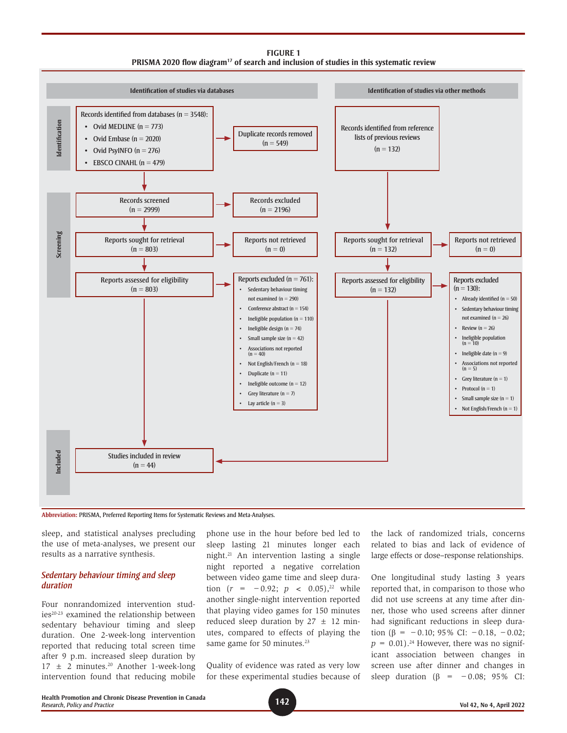**FIGURE 1**
**PRISMA 2020 flow diagram[17] of search and inclusion of studies in this systematic review**

**Identification of studies via databases**

*Identification*

Records identified from databases (n = 3548):
- Ovid MEDLINE (n = 773)
- Ovid Embase (n = 2020)
- Ovid PsyINFO (n = 276)
- EBSCO CINAHL (n = 479)

Duplicate records removed (n = 549)

*Screening*

Records screened (n = 2999) → Records excluded (n = 2196)

Reports sought for retrieval (n = 803) → Reports not retrieved (n = 0)

Reports assessed for eligibility (n = 803) → Reports excluded (n = 761):
- Sedentary behaviour timing not examined (n = 290)
- Conference abstract (n = 154)
- Ineligible population (n = 110)
- Ineligible design (n = 74)
- Small sample size (n = 42)
- Associations not reported (n = 40)
- Not English/French (n = 18)
- Duplicate (n = 11)
- Ineligible outcome (n = 12)
- Grey literature (n = 7)
- Lay article (n = 3)

**Identification of studies via other methods**

Records identified from reference lists of previous reviews (n = 132)

Reports sought for retrieval (n = 132) → Reports not retrieved (n = 0)

Reports assessed for eligibility (n = 132) → Reports excluded (n = 130):
- Already identified (n = 50)
- Sedentary behaviour timing not examined (n = 26)
- Review (n = 26)
- Ineligible population (n = 10)
- Ineligible date (n = 9)
- Associations not reported (n = 5)
- Grey literature (n = 1)
- Protocol (n = 1)
- Small sample size (n = 1)
- Not English/French (n = 1)

*Included*

Studies included in review (n = 44)

**Abbreviation:** PRISMA, Preferred Reporting Items for Systematic Reviews and Meta-Analyses.

sleep, and statistical analyses precluding the use of meta-analyses, we present our results as a narrative synthesis.

### *Sedentary behaviour timing and sleep duration*

Four nonrandomized intervention studies[20-23] examined the relationship between sedentary behaviour timing and sleep duration. One 2-week-long intervention reported that reducing total screen time after 9 p.m. increased sleep duration by 17 ± 2 minutes.[20] Another 1-week-long intervention found that reducing mobile phone use in the hour before bed led to sleep lasting 21 minutes longer each night.[21] An intervention lasting a single night reported a negative correlation between video game time and sleep duration ($r = -0.92$; $p < 0.05$),[22] while another single-night intervention reported that playing video games for 150 minutes reduced sleep duration by 27 ± 12 minutes, compared to effects of playing the same game for 50 minutes.[23]

Quality of evidence was rated as very low for these experimental studies because of the lack of randomized trials, concerns related to bias and lack of evidence of large effects or dose–response relationships.

One longitudinal study lasting 3 years reported that, in comparison to those who did not use screens at any time after dinner, those who used screens after dinner had significant reductions in sleep duration ($\beta = -0.10$; 95% CI: $-0.18$, $-0.02$; $p = 0.01$).[24] However, there was no significant association between changes in screen use after dinner and changes in sleep duration ($\beta = -0.08$; 95% CI: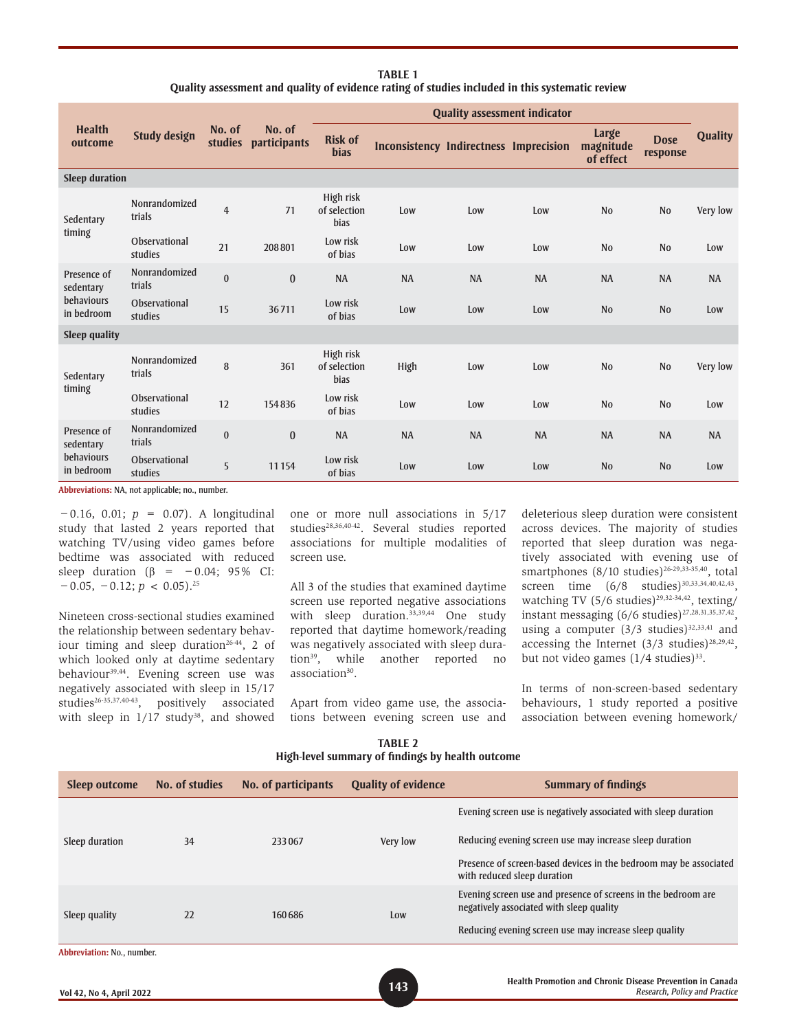**TABLE 1**
**Quality assessment and quality of evidence rating of studies included in this systematic review**

| Health outcome | Study design | No. of studies | No. of participants | Quality assessment indicator | | | | | | Quality |
|---|---|---|---|---|---|---|---|---|---|---|
| | | | | Risk of bias | Inconsistency | Indirectness | Imprecision | Large magnitude of effect | Dose response | |
| **Sleep duration** | | | | | | | | | | |
| Sedentary timing | Nonrandomized trials | 4 | 71 | High risk of selection bias | Low | Low | Low | No | No | Very low |
| | Observational studies | 21 | 208 801 | Low risk of bias | Low | Low | Low | No | No | Low |
| Presence of sedentary behaviours in bedroom | Nonrandomized trials | 0 | 0 | NA | NA | NA | NA | NA | NA | NA |
| | Observational studies | 15 | 36 711 | Low risk of bias | Low | Low | Low | No | No | Low |
| **Sleep quality** | | | | | | | | | | |
| Sedentary timing | Nonrandomized trials | 8 | 361 | High risk of selection bias | High | Low | Low | No | No | Very low |
| | Observational studies | 12 | 154 836 | Low risk of bias | Low | Low | Low | No | No | Low |
| Presence of sedentary behaviours in bedroom | Nonrandomized trials | 0 | 0 | NA | NA | NA | NA | NA | NA | NA |
| | Observational studies | 5 | 11 154 | Low risk of bias | Low | Low | Low | No | No | Low |

**Abbreviations:** NA, not applicable; no., number.

−0.16, 0.01; $p = 0.07$). A longitudinal study that lasted 2 years reported that watching TV/using video games before bedtime was associated with reduced sleep duration (β = −0.04; 95% CI: −0.05, −0.12; $p < 0.05$).[25]

Nineteen cross-sectional studies examined the relationship between sedentary behaviour timing and sleep duration[26-44], 2 of which looked only at daytime sedentary behaviour[39,44]. Evening screen use was negatively associated with sleep in 15/17 studies[26-35,37,40-43], positively associated with sleep in 1/17 study[38], and showed one or more null associations in 5/17 studies[28,36,40-42]. Several studies reported associations for multiple modalities of screen use.

All 3 of the studies that examined daytime screen use reported negative associations with sleep duration.[33,39,44] One study reported that daytime homework/reading was negatively associated with sleep duration[39], while another reported no association[30].

Apart from video game use, the associations between evening screen use and deleterious sleep duration were consistent across devices. The majority of studies reported that sleep duration was negatively associated with evening use of smartphones (8/10 studies)[26-29,33-35,40], total screen time (6/8 studies)[30,33,34,40,42,43], watching TV (5/6 studies)[29,32-34,42], texting/instant messaging (6/6 studies)[27,28,31,35,37,42], using a computer (3/3 studies)[32,33,41] and accessing the Internet (3/3 studies)[28,29,42], but not video games (1/4 studies)[33].

In terms of non-screen-based sedentary behaviours, 1 study reported a positive association between evening homework/

**TABLE 2**
**High-level summary of findings by health outcome**

| Sleep outcome | No. of studies | No. of participants | Quality of evidence | Summary of findings |
|---|---|---|---|---|
| Sleep duration | 34 | 233 067 | Very low | Evening screen use is negatively associated with sleep duration |
| | | | | Reducing evening screen use may increase sleep duration |
| | | | | Presence of screen-based devices in the bedroom may be associated with reduced sleep duration |
| Sleep quality | 22 | 160 686 | Low | Evening screen use and presence of screens in the bedroom are negatively associated with sleep quality |
| | | | | Reducing evening screen use may increase sleep quality |

**Abbreviation:** No., number.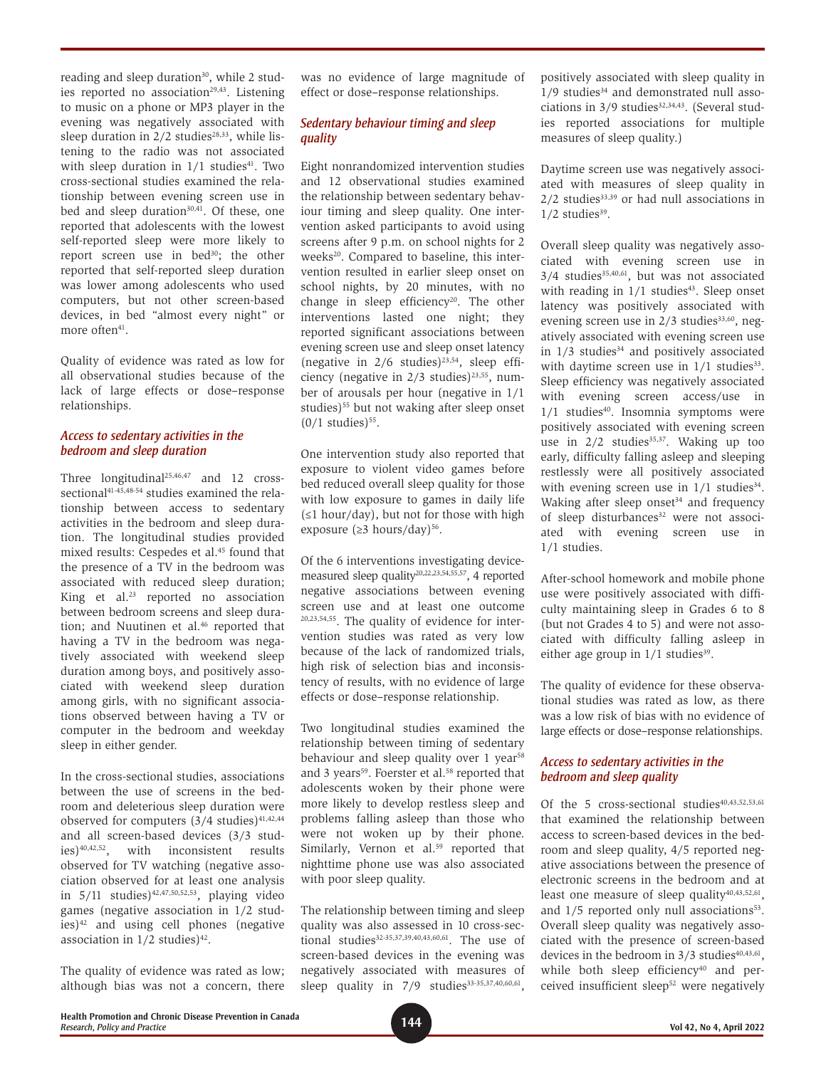reading and sleep duration[30], while 2 studies reported no association[29,43]. Listening to music on a phone or MP3 player in the evening was negatively associated with sleep duration in 2/2 studies[28,33], while listening to the radio was not associated with sleep duration in 1/1 studies[41]. Two cross-sectional studies examined the relationship between evening screen use in bed and sleep duration[30,41]. Of these, one reported that adolescents with the lowest self-reported sleep were more likely to report screen use in bed[30]; the other reported that self-reported sleep duration was lower among adolescents who used computers, but not other screen-based devices, in bed "almost every night" or more often[41].

Quality of evidence was rated as low for all observational studies because of the lack of large effects or dose–response relationships.

### *Access to sedentary activities in the bedroom and sleep duration*

Three longitudinal[25,46,47] and 12 cross-sectional[41-45,48-54] studies examined the relationship between access to sedentary activities in the bedroom and sleep duration. The longitudinal studies provided mixed results: Cespedes et al.[45] found that the presence of a TV in the bedroom was associated with reduced sleep duration; King et al.[23] reported no association between bedroom screens and sleep duration; and Nuutinen et al.[46] reported that having a TV in the bedroom was negatively associated with weekend sleep duration among boys, and positively associated with weekend sleep duration among girls, with no significant associations observed between having a TV or computer in the bedroom and weekday sleep in either gender.

In the cross-sectional studies, associations between the use of screens in the bedroom and deleterious sleep duration were observed for computers (3/4 studies)[41,42,44] and all screen-based devices (3/3 studies)[40,42,52], with inconsistent results observed for TV watching (negative association observed for at least one analysis in 5/11 studies)[42,47,50,52,53], playing video games (negative association in 1/2 studies)[42] and using cell phones (negative association in 1/2 studies)[42].

The quality of evidence was rated as low; although bias was not a concern, there was no evidence of large magnitude of effect or dose–response relationships.

### *Sedentary behaviour timing and sleep quality*

Eight nonrandomized intervention studies and 12 observational studies examined the relationship between sedentary behaviour timing and sleep quality. One intervention asked participants to avoid using screens after 9 p.m. on school nights for 2 weeks[20]. Compared to baseline, this intervention resulted in earlier sleep onset on school nights, by 20 minutes, with no change in sleep efficiency[20]. The other interventions lasted one night; they reported significant associations between evening screen use and sleep onset latency (negative in 2/6 studies)[23,54], sleep efficiency (negative in 2/3 studies)[23,55], number of arousals per hour (negative in 1/1 studies)[55] but not waking after sleep onset (0/1 studies)[55].

One intervention study also reported that exposure to violent video games before bed reduced overall sleep quality for those with low exposure to games in daily life (≤1 hour/day), but not for those with high exposure (≥3 hours/day)[56].

Of the 6 interventions investigating device-measured sleep quality[20,22,23,54,55,57], 4 reported negative associations between evening screen use and at least one outcome[20,23,54,55]. The quality of evidence for intervention studies was rated as very low because of the lack of randomized trials, high risk of selection bias and inconsistency of results, with no evidence of large effects or dose–response relationship.

Two longitudinal studies examined the relationship between timing of sedentary behaviour and sleep quality over 1 year[58] and 3 years[59]. Foerster et al.[58] reported that adolescents woken by their phone were more likely to develop restless sleep and problems falling asleep than those who were not woken up by their phone. Similarly, Vernon et al.[59] reported that nighttime phone use was also associated with poor sleep quality.

The relationship between timing and sleep quality was also assessed in 10 cross-sectional studies[32-35,37,39,40,43,60,61]. The use of screen-based devices in the evening was negatively associated with measures of sleep quality in 7/9 studies[33-35,37,40,60,61], positively associated with sleep quality in 1/9 studies[34] and demonstrated null associations in 3/9 studies[32,34,43]. (Several studies reported associations for multiple measures of sleep quality.)

Daytime screen use was negatively associated with measures of sleep quality in 2/2 studies[33,39] or had null associations in 1/2 studies[39].

Overall sleep quality was negatively associated with evening screen use in 3/4 studies[35,40,61], but was not associated with reading in 1/1 studies[43]. Sleep onset latency was positively associated with evening screen use in 2/3 studies[33,60], negatively associated with evening screen use in 1/3 studies[34] and positively associated with daytime screen use in 1/1 studies[33]. Sleep efficiency was negatively associated with evening screen access/use in 1/1 studies[40]. Insomnia symptoms were positively associated with evening screen use in 2/2 studies[35,37]. Waking up too early, difficulty falling asleep and sleeping restlessly were all positively associated with evening screen use in 1/1 studies[34]. Waking after sleep onset[34] and frequency of sleep disturbances[32] were not associated with evening screen use in 1/1 studies.

After-school homework and mobile phone use were positively associated with difficulty maintaining sleep in Grades 6 to 8 (but not Grades 4 to 5) and were not associated with difficulty falling asleep in either age group in 1/1 studies[39].

The quality of evidence for these observational studies was rated as low, as there was a low risk of bias with no evidence of large effects or dose–response relationships.

### *Access to sedentary activities in the bedroom and sleep quality*

Of the 5 cross-sectional studies[40,43,52,53,61] that examined the relationship between access to screen-based devices in the bedroom and sleep quality, 4/5 reported negative associations between the presence of electronic screens in the bedroom and at least one measure of sleep quality[40,43,52,61], and 1/5 reported only null associations[53]. Overall sleep quality was negatively associated with the presence of screen-based devices in the bedroom in 3/3 studies[40,43,61], while both sleep efficiency[40] and perceived insufficient sleep[52] were negatively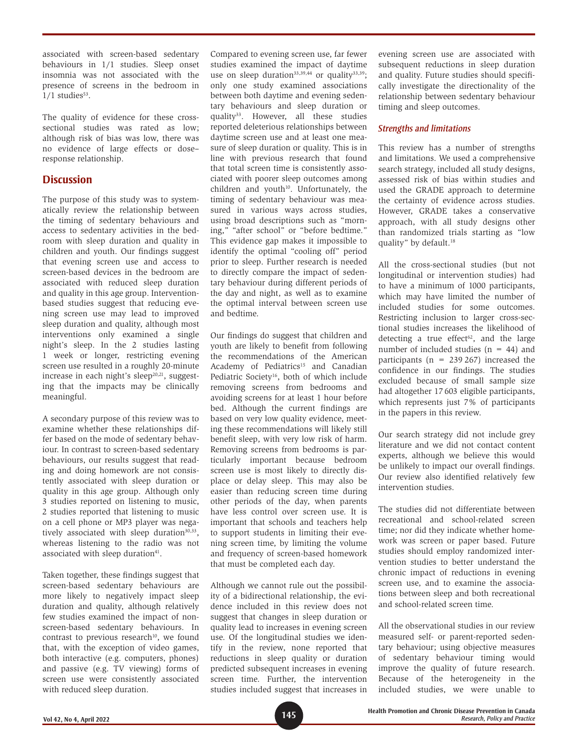associated with screen-based sedentary behaviours in 1/1 studies. Sleep onset insomnia was not associated with the presence of screens in the bedroom in 1/1 studies[53].

The quality of evidence for these cross-sectional studies was rated as low; although risk of bias was low, there was no evidence of large effects or dose–response relationship.

## Discussion

The purpose of this study was to systematically review the relationship between the timing of sedentary behaviours and access to sedentary activities in the bedroom with sleep duration and quality in children and youth. Our findings suggest that evening screen use and access to screen-based devices in the bedroom are associated with reduced sleep duration and quality in this age group. Intervention-based studies suggest that reducing evening screen use may lead to improved sleep duration and quality, although most interventions only examined a single night's sleep. In the 2 studies lasting 1 week or longer, restricting evening screen use resulted in a roughly 20-minute increase in each night's sleep[20,21], suggesting that the impacts may be clinically meaningful.

A secondary purpose of this review was to examine whether these relationships differ based on the mode of sedentary behaviour. In contrast to screen-based sedentary behaviours, our results suggest that reading and doing homework are not consistently associated with sleep duration or quality in this age group. Although only 3 studies reported on listening to music, 2 studies reported that listening to music on a cell phone or MP3 player was negatively associated with sleep duration[30,33], whereas listening to the radio was not associated with sleep duration[41].

Taken together, these findings suggest that screen-based sedentary behaviours are more likely to negatively impact sleep duration and quality, although relatively few studies examined the impact of non-screen-based sedentary behaviours. In contrast to previous research[10], we found that, with the exception of video games, both interactive (e.g. computers, phones) and passive (e.g. TV viewing) forms of screen use were consistently associated with reduced sleep duration.

Compared to evening screen use, far fewer studies examined the impact of daytime use on sleep duration[33,39,44] or quality[33,39]; only one study examined associations between both daytime and evening sedentary behaviours and sleep duration or quality[33]. However, all these studies reported deleterious relationships between daytime screen use and at least one measure of sleep duration or quality. This is in line with previous research that found that total screen time is consistently associated with poorer sleep outcomes among children and youth[10]. Unfortunately, the timing of sedentary behaviour was measured in various ways across studies, using broad descriptions such as "morning," "after school" or "before bedtime." This evidence gap makes it impossible to identify the optimal "cooling off" period prior to sleep. Further research is needed to directly compare the impact of sedentary behaviour during different periods of the day and night, as well as to examine the optimal interval between screen use and bedtime.

Our findings do suggest that children and youth are likely to benefit from following the recommendations of the American Academy of Pediatrics[15] and Canadian Pediatric Society[16], both of which include removing screens from bedrooms and avoiding screens for at least 1 hour before bed. Although the current findings are based on very low quality evidence, meeting these recommendations will likely still benefit sleep, with very low risk of harm. Removing screens from bedrooms is particularly important because bedroom screen use is most likely to directly displace or delay sleep. This may also be easier than reducing screen time during other periods of the day, when parents have less control over screen use. It is important that schools and teachers help to support students in limiting their evening screen time, by limiting the volume and frequency of screen-based homework that must be completed each day.

Although we cannot rule out the possibility of a bidirectional relationship, the evidence included in this review does not suggest that changes in sleep duration or quality lead to increases in evening screen use. Of the longitudinal studies we identify in the review, none reported that reductions in sleep quality or duration predicted subsequent increases in evening screen time. Further, the intervention studies included suggest that increases in evening screen use are associated with subsequent reductions in sleep duration and quality. Future studies should specifically investigate the directionality of the relationship between sedentary behaviour timing and sleep outcomes.

### Strengths and limitations

This review has a number of strengths and limitations. We used a comprehensive search strategy, included all study designs, assessed risk of bias within studies and used the GRADE approach to determine the certainty of evidence across studies. However, GRADE takes a conservative approach, with all study designs other than randomized trials starting as "low quality" by default.[18]

All the cross-sectional studies (but not longitudinal or intervention studies) had to have a minimum of 1000 participants, which may have limited the number of included studies for some outcomes. Restricting inclusion to larger cross-sectional studies increases the likelihood of detecting a true effect[62], and the large number of included studies (n = 44) and participants (n = 239 267) increased the confidence in our findings. The studies excluded because of small sample size had altogether 17 603 eligible participants, which represents just 7% of participants in the papers in this review.

Our search strategy did not include grey literature and we did not contact content experts, although we believe this would be unlikely to impact our overall findings. Our review also identified relatively few intervention studies.

The studies did not differentiate between recreational and school-related screen time; nor did they indicate whether homework was screen or paper based. Future studies should employ randomized intervention studies to better understand the chronic impact of reductions in evening screen use, and to examine the associations between sleep and both recreational and school-related screen time.

All the observational studies in our review measured self- or parent-reported sedentary behaviour; using objective measures of sedentary behaviour timing would improve the quality of future research. Because of the heterogeneity in the included studies, we were unable to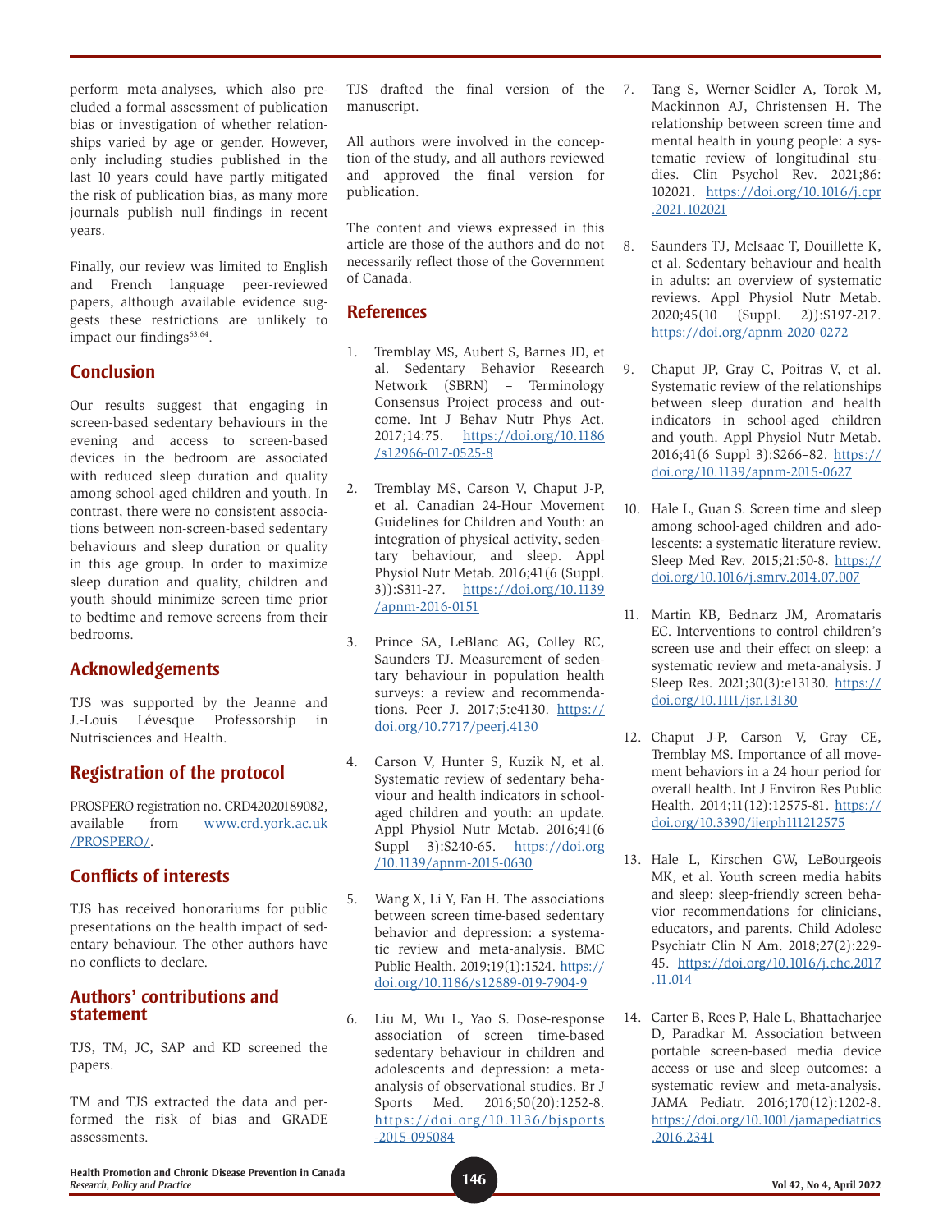perform meta-analyses, which also precluded a formal assessment of publication bias or investigation of whether relationships varied by age or gender. However, only including studies published in the last 10 years could have partly mitigated the risk of publication bias, as many more journals publish null findings in recent years.

Finally, our review was limited to English and French language peer-reviewed papers, although available evidence suggests these restrictions are unlikely to impact our findings[63,64].

## Conclusion

Our results suggest that engaging in screen-based sedentary behaviours in the evening and access to screen-based devices in the bedroom are associated with reduced sleep duration and quality among school-aged children and youth. In contrast, there were no consistent associations between non-screen-based sedentary behaviours and sleep duration or quality in this age group. In order to maximize sleep duration and quality, children and youth should minimize screen time prior to bedtime and remove screens from their bedrooms.

## Acknowledgements

TJS was supported by the Jeanne and J.-Louis Lévesque Professorship in Nutrisciences and Health.

## Registration of the protocol

PROSPERO registration no. CRD42020189082, available from www.crd.york.ac.uk/PROSPERO/.

## Conflicts of interests

TJS has received honorariums for public presentations on the health impact of sedentary behaviour. The other authors have no conflicts to declare.

## Authors' contributions and statement

TJS, TM, JC, SAP and KD screened the papers.

TM and TJS extracted the data and performed the risk of bias and GRADE assessments.

TJS drafted the final version of the manuscript.

All authors were involved in the conception of the study, and all authors reviewed and approved the final version for publication.

The content and views expressed in this article are those of the authors and do not necessarily reflect those of the Government of Canada.

## References

1. Tremblay MS, Aubert S, Barnes JD, et al. Sedentary Behavior Research Network (SBRN) – Terminology Consensus Project process and outcome. Int J Behav Nutr Phys Act. 2017;14:75. https://doi.org/10.1186/s12966-017-0525-8

2. Tremblay MS, Carson V, Chaput J-P, et al. Canadian 24-Hour Movement Guidelines for Children and Youth: an integration of physical activity, sedentary behaviour, and sleep. Appl Physiol Nutr Metab. 2016;41(6 (Suppl. 3)):S311-27. https://doi.org/10.1139/apnm-2016-0151

3. Prince SA, LeBlanc AG, Colley RC, Saunders TJ. Measurement of sedentary behaviour in population health surveys: a review and recommendations. Peer J. 2017;5:e4130. https://doi.org/10.7717/peerj.4130

4. Carson V, Hunter S, Kuzik N, et al. Systematic review of sedentary behaviour and health indicators in school-aged children and youth: an update. Appl Physiol Nutr Metab. 2016;41(6 Suppl 3):S240-65. https://doi.org/10.1139/apnm-2015-0630

5. Wang X, Li Y, Fan H. The associations between screen time-based sedentary behavior and depression: a systematic review and meta-analysis. BMC Public Health. 2019;19(1):1524. https://doi.org/10.1186/s12889-019-7904-9

6. Liu M, Wu L, Yao S. Dose-response association of screen time-based sedentary behaviour in children and adolescents and depression: a meta-analysis of observational studies. Br J Sports Med. 2016;50(20):1252-8. https://doi.org/10.1136/bjsports-2015-095084

7. Tang S, Werner-Seidler A, Torok M, Mackinnon AJ, Christensen H. The relationship between screen time and mental health in young people: a systematic review of longitudinal studies. Clin Psychol Rev. 2021;86:102021. https://doi.org/10.1016/j.cpr.2021.102021

8. Saunders TJ, McIsaac T, Douillette K, et al. Sedentary behaviour and health in adults: an overview of systematic reviews. Appl Physiol Nutr Metab. 2020;45(10 (Suppl. 2)):S197-217. https://doi.org/apnm-2020-0272

9. Chaput JP, Gray C, Poitras V, et al. Systematic review of the relationships between sleep duration and health indicators in school-aged children and youth. Appl Physiol Nutr Metab. 2016;41(6 Suppl 3):S266–82. https://doi.org/10.1139/apnm-2015-0627

10. Hale L, Guan S. Screen time and sleep among school-aged children and adolescents: a systematic literature review. Sleep Med Rev. 2015;21:50-8. https://doi.org/10.1016/j.smrv.2014.07.007

11. Martin KB, Bednarz JM, Aromataris EC. Interventions to control children's screen use and their effect on sleep: a systematic review and meta-analysis. J Sleep Res. 2021;30(3):e13130. https://doi.org/10.1111/jsr.13130

12. Chaput J-P, Carson V, Gray CE, Tremblay MS. Importance of all movement behaviors in a 24 hour period for overall health. Int J Environ Res Public Health. 2014;11(12):12575-81. https://doi.org/10.3390/ijerph111212575

13. Hale L, Kirschen GW, LeBourgeois MK, et al. Youth screen media habits and sleep: sleep-friendly screen behavior recommendations for clinicians, educators, and parents. Child Adolesc Psychiatr Clin N Am. 2018;27(2):229-45. https://doi.org/10.1016/j.chc.2017.11.014

14. Carter B, Rees P, Hale L, Bhattacharjee D, Paradkar M. Association between portable screen-based media device access or use and sleep outcomes: a systematic review and meta-analysis. JAMA Pediatr. 2016;170(12):1202-8. https://doi.org/10.1001/jamapediatrics.2016.2341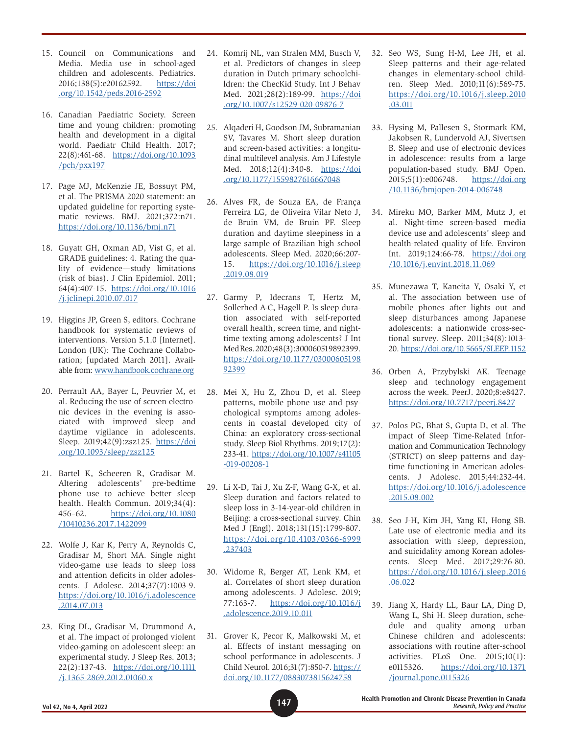15. Council on Communications and Media. Media use in school-aged children and adolescents. Pediatrics. 2016;138(5):e20162592. https://doi.org/10.1542/peds.2016-2592

16. Canadian Paediatric Society. Screen time and young children: promoting health and development in a digital world. Paediatr Child Health. 2017;22(8):461-68. https://doi.org/10.1093/pch/pxx197

17. Page MJ, McKenzie JE, Bossuyt PM, et al. The PRISMA 2020 statement: an updated guideline for reporting systematic reviews. BMJ. 2021;372:n71. https://doi.org/10.1136/bmj.n71

18. Guyatt GH, Oxman AD, Vist G, et al. GRADE guidelines: 4. Rating the quality of evidence—study limitations (risk of bias). J Clin Epidemiol. 2011;64(4):407-15. https://doi.org/10.1016/j.jclinepi.2010.07.017

19. Higgins JP, Green S, editors. Cochrane handbook for systematic reviews of interventions. Version 5.1.0 [Internet]. London (UK): The Cochrane Collaboration; [updated March 2011]. Available from: www.handbook.cochrane.org

20. Perrault AA, Bayer L, Peuvrier M, et al. Reducing the use of screen electronic devices in the evening is associated with improved sleep and daytime vigilance in adolescents. Sleep. 2019;42(9):zsz125. https://doi.org/10.1093/sleep/zsz125

21. Bartel K, Scheeren R, Gradisar M. Altering adolescents' pre-bedtime phone use to achieve better sleep health. Health Commun. 2019;34(4):456–62. https://doi.org/10.1080/10410236.2017.1422099

22. Wolfe J, Kar K, Perry A, Reynolds C, Gradisar M, Short MA. Single night video-game use leads to sleep loss and attention deficits in older adolescents. J Adolesc. 2014;37(7):1003-9. https://doi.org/10.1016/j.adolescence.2014.07.013

23. King DL, Gradisar M, Drummond A, et al. The impact of prolonged violent video-gaming on adolescent sleep: an experimental study. J Sleep Res. 2013;22(2):137-43. https://doi.org/10.1111/j.1365-2869.2012.01060.x

24. Komrij NL, van Stralen MM, Busch V, et al. Predictors of changes in sleep duration in Dutch primary schoolchildren: the ChecKid Study. Int J Behav Med. 2021;28(2):189-99. https://doi.org/10.1007/s12529-020-09876-7

25. Alqaderi H, Goodson JM, Subramanian SV, Tavares M. Short sleep duration and screen-based activities: a longitudinal multilevel analysis. Am J Lifestyle Med. 2018;12(4):340-8. https://doi.org/10.1177/1559827616667048

26. Alves FR, de Souza EA, de França Ferreira LG, de Oliveira Vilar Neto J, de Bruin VM, de Bruin PF. Sleep duration and daytime sleepiness in a large sample of Brazilian high school adolescents. Sleep Med. 2020;66:207-15. https://doi.org/10.1016/j.sleep.2019.08.019

27. Garmy P, Idecrans T, Hertz M, Sollerhed A-C, Hagell P. Is sleep duration associated with self-reported overall health, screen time, and nighttime texting among adolescents? J Int Med Res. 2020;48(3):300060519892399. https://doi.org/10.1177/0300060519892399

28. Mei X, Hu Z, Zhou D, et al. Sleep patterns, mobile phone use and psychological symptoms among adolescents in coastal developed city of China: an exploratory cross-sectional study. Sleep Biol Rhythms. 2019;17(2):233-41. https://doi.org/10.1007/s41105-019-00208-1

29. Li X-D, Tai J, Xu Z-F, Wang G-X, et al. Sleep duration and factors related to sleep loss in 3-14-year-old children in Beijing: a cross-sectional survey. Chin Med J (Engl). 2018;131(15):1799-807. https://doi.org/10.4103/0366-6999.237403

30. Widome R, Berger AT, Lenk KM, et al. Correlates of short sleep duration among adolescents. J Adolesc. 2019;77:163-7. https://doi.org/10.1016/j.adolescence.2019.10.011

31. Grover K, Pecor K, Malkowski M, et al. Effects of instant messaging on school performance in adolescents. J Child Neurol. 2016;31(7):850-7. https://doi.org/10.1177/0883073815624758

32. Seo WS, Sung H-M, Lee JH, et al. Sleep patterns and their age-related changes in elementary-school children. Sleep Med. 2010;11(6):569-75. https://doi.org/10.1016/j.sleep.2010.03.011

33. Hysing M, Pallesen S, Stormark KM, Jakobsen R, Lundervold AJ, Sivertsen B. Sleep and use of electronic devices in adolescence: results from a large population-based study. BMJ Open. 2015;5(1):e006748. https://doi.org/10.1136/bmjopen-2014-006748

34. Mireku MO, Barker MM, Mutz J, et al. Night-time screen-based media device use and adolescents' sleep and health-related quality of life. Environ Int. 2019;124:66-78. https://doi.org/10.1016/j.envint.2018.11.069

35. Munezawa T, Kaneita Y, Osaki Y, et al. The association between use of mobile phones after lights out and sleep disturbances among Japanese adolescents: a nationwide cross-sectional survey. Sleep. 2011;34(8):1013-20. https://doi.org/10.5665/SLEEP.1152

36. Orben A, Przybylski AK. Teenage sleep and technology engagement across the week. PeerJ. 2020;8:e8427. https://doi.org/10.7717/peerj.8427

37. Polos PG, Bhat S, Gupta D, et al. The impact of Sleep Time-Related Information and Communication Technology (STRICT) on sleep patterns and daytime functioning in American adolescents. J Adolesc. 2015;44:232-44. https://doi.org/10.1016/j.adolescence.2015.08.002

38. Seo J-H, Kim JH, Yang KI, Hong SB. Late use of electronic media and its association with sleep, depression, and suicidality among Korean adolescents. Sleep Med. 2017;29:76-80. https://doi.org/10.1016/j.sleep.2016.06.022

39. Jiang X, Hardy LL, Baur LA, Ding D, Wang L, Shi H. Sleep duration, schedule and quality among urban Chinese children and adolescents: associations with routine after-school activities. PLoS One. 2015;10(1):e0115326. https://doi.org/10.1371/journal.pone.0115326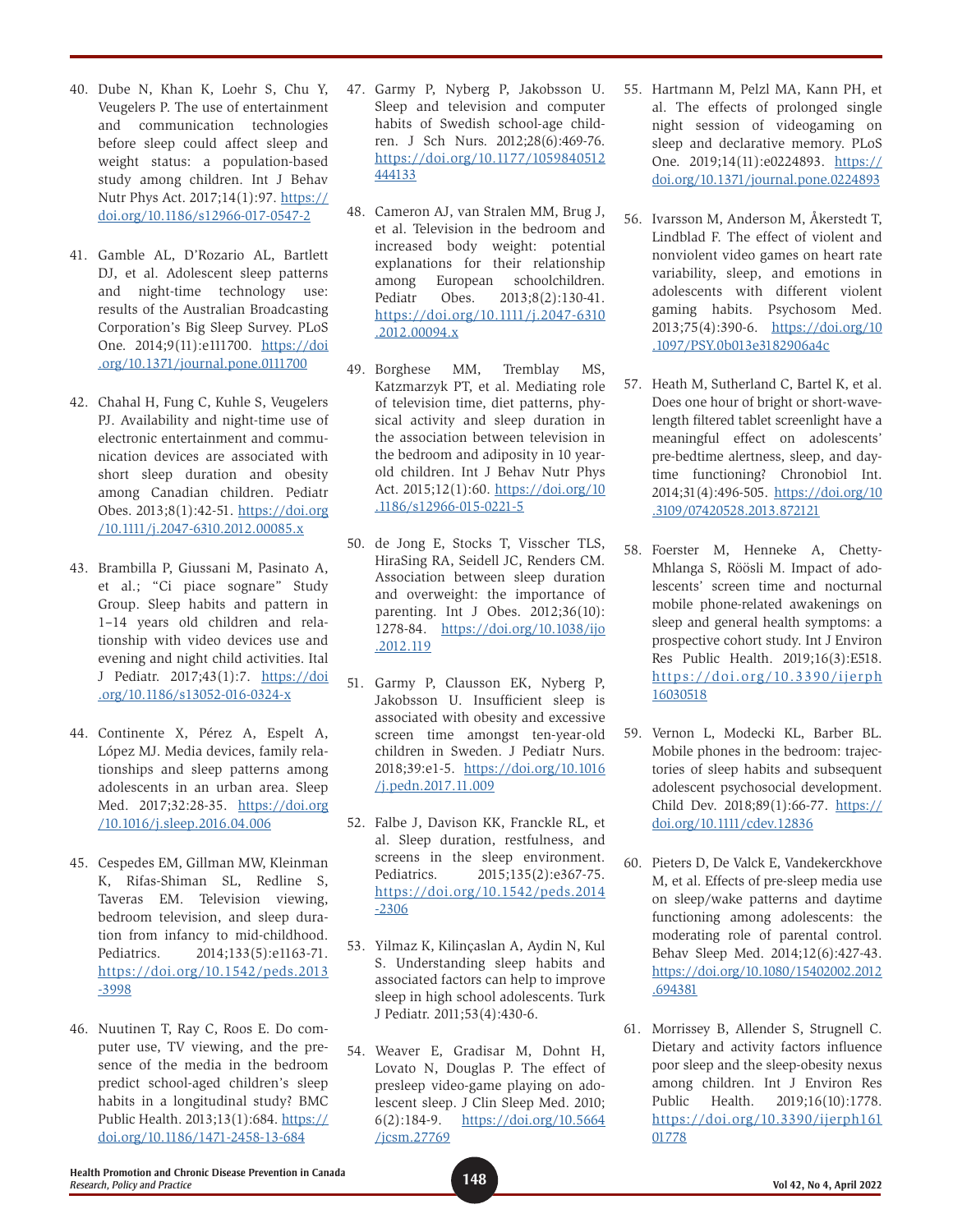40. Dube N, Khan K, Loehr S, Chu Y, Veugelers P. The use of entertainment and communication technologies before sleep could affect sleep and weight status: a population-based study among children. Int J Behav Nutr Phys Act. 2017;14(1):97. https://doi.org/10.1186/s12966-017-0547-2

41. Gamble AL, D'Rozario AL, Bartlett DJ, et al. Adolescent sleep patterns and night-time technology use: results of the Australian Broadcasting Corporation's Big Sleep Survey. PLoS One. 2014;9(11):e111700. https://doi.org/10.1371/journal.pone.0111700

42. Chahal H, Fung C, Kuhle S, Veugelers PJ. Availability and night-time use of electronic entertainment and communication devices are associated with short sleep duration and obesity among Canadian children. Pediatr Obes. 2013;8(1):42-51. https://doi.org/10.1111/j.2047-6310.2012.00085.x

43. Brambilla P, Giussani M, Pasinato A, et al.; "Ci piace sognare" Study Group. Sleep habits and pattern in 1–14 years old children and relationship with video devices use and evening and night child activities. Ital J Pediatr. 2017;43(1):7. https://doi.org/10.1186/s13052-016-0324-x

44. Continente X, Pérez A, Espelt A, López MJ. Media devices, family relationships and sleep patterns among adolescents in an urban area. Sleep Med. 2017;32:28-35. https://doi.org/10.1016/j.sleep.2016.04.006

45. Cespedes EM, Gillman MW, Kleinman K, Rifas-Shiman SL, Redline S, Taveras EM. Television viewing, bedroom television, and sleep duration from infancy to mid-childhood. Pediatrics. 2014;133(5):e1163-71. https://doi.org/10.1542/peds.2013-3998

46. Nuutinen T, Ray C, Roos E. Do computer use, TV viewing, and the presence of the media in the bedroom predict school-aged children's sleep habits in a longitudinal study? BMC Public Health. 2013;13(1):684. https://doi.org/10.1186/1471-2458-13-684

47. Garmy P, Nyberg P, Jakobsson U. Sleep and television and computer habits of Swedish school-age children. J Sch Nurs. 2012;28(6):469-76. https://doi.org/10.1177/1059840512444133

48. Cameron AJ, van Stralen MM, Brug J, et al. Television in the bedroom and increased body weight: potential explanations for their relationship among European schoolchildren. Pediatr Obes. 2013;8(2):130-41. https://doi.org/10.1111/j.2047-6310.2012.00094.x

49. Borghese MM, Tremblay MS, Katzmarzyk PT, et al. Mediating role of television time, diet patterns, physical activity and sleep duration in the association between television in the bedroom and adiposity in 10 year-old children. Int J Behav Nutr Phys Act. 2015;12(1):60. https://doi.org/10.1186/s12966-015-0221-5

50. de Jong E, Stocks T, Visscher TLS, HiraSing RA, Seidell JC, Renders CM. Association between sleep duration and overweight: the importance of parenting. Int J Obes. 2012;36(10):1278-84. https://doi.org/10.1038/ijo.2012.119

51. Garmy P, Clausson EK, Nyberg P, Jakobsson U. Insufficient sleep is associated with obesity and excessive screen time amongst ten-year-old children in Sweden. J Pediatr Nurs. 2018;39:e1-5. https://doi.org/10.1016/j.pedn.2017.11.009

52. Falbe J, Davison KK, Franckle RL, et al. Sleep duration, restfulness, and screens in the sleep environment. Pediatrics. 2015;135(2):e367-75. https://doi.org/10.1542/peds.2014-2306

53. Yilmaz K, Kilinçaslan A, Aydin N, Kul S. Understanding sleep habits and associated factors can help to improve sleep in high school adolescents. Turk J Pediatr. 2011;53(4):430-6.

54. Weaver E, Gradisar M, Dohnt H, Lovato N, Douglas P. The effect of presleep video-game playing on adolescent sleep. J Clin Sleep Med. 2010;6(2):184-9. https://doi.org/10.5664/jcsm.27769

55. Hartmann M, Pelzl MA, Kann PH, et al. The effects of prolonged single night session of videogaming on sleep and declarative memory. PLoS One. 2019;14(11):e0224893. https://doi.org/10.1371/journal.pone.0224893

56. Ivarsson M, Anderson M, Åkerstedt T, Lindblad F. The effect of violent and nonviolent video games on heart rate variability, sleep, and emotions in adolescents with different violent gaming habits. Psychosom Med. 2013;75(4):390-6. https://doi.org/10.1097/PSY.0b013e3182906a4c

57. Heath M, Sutherland C, Bartel K, et al. Does one hour of bright or short-wavelength filtered tablet screenlight have a meaningful effect on adolescents' pre-bedtime alertness, sleep, and daytime functioning? Chronobiol Int. 2014;31(4):496-505. https://doi.org/10.3109/07420528.2013.872121

58. Foerster M, Henneke A, Chetty-Mhlanga S, Röösli M. Impact of adolescents' screen time and nocturnal mobile phone-related awakenings on sleep and general health symptoms: a prospective cohort study. Int J Environ Res Public Health. 2019;16(3):E518. https://doi.org/10.3390/ijerph16030518

59. Vernon L, Modecki KL, Barber BL. Mobile phones in the bedroom: trajectories of sleep habits and subsequent adolescent psychosocial development. Child Dev. 2018;89(1):66-77. https://doi.org/10.1111/cdev.12836

60. Pieters D, De Valck E, Vandekerckhove M, et al. Effects of pre-sleep media use on sleep/wake patterns and daytime functioning among adolescents: the moderating role of parental control. Behav Sleep Med. 2014;12(6):427-43. https://doi.org/10.1080/15402002.2012.694381

61. Morrissey B, Allender S, Strugnell C. Dietary and activity factors influence poor sleep and the sleep-obesity nexus among children. Int J Environ Res Public Health. 2019;16(10):1778. https://doi.org/10.3390/ijerph16101778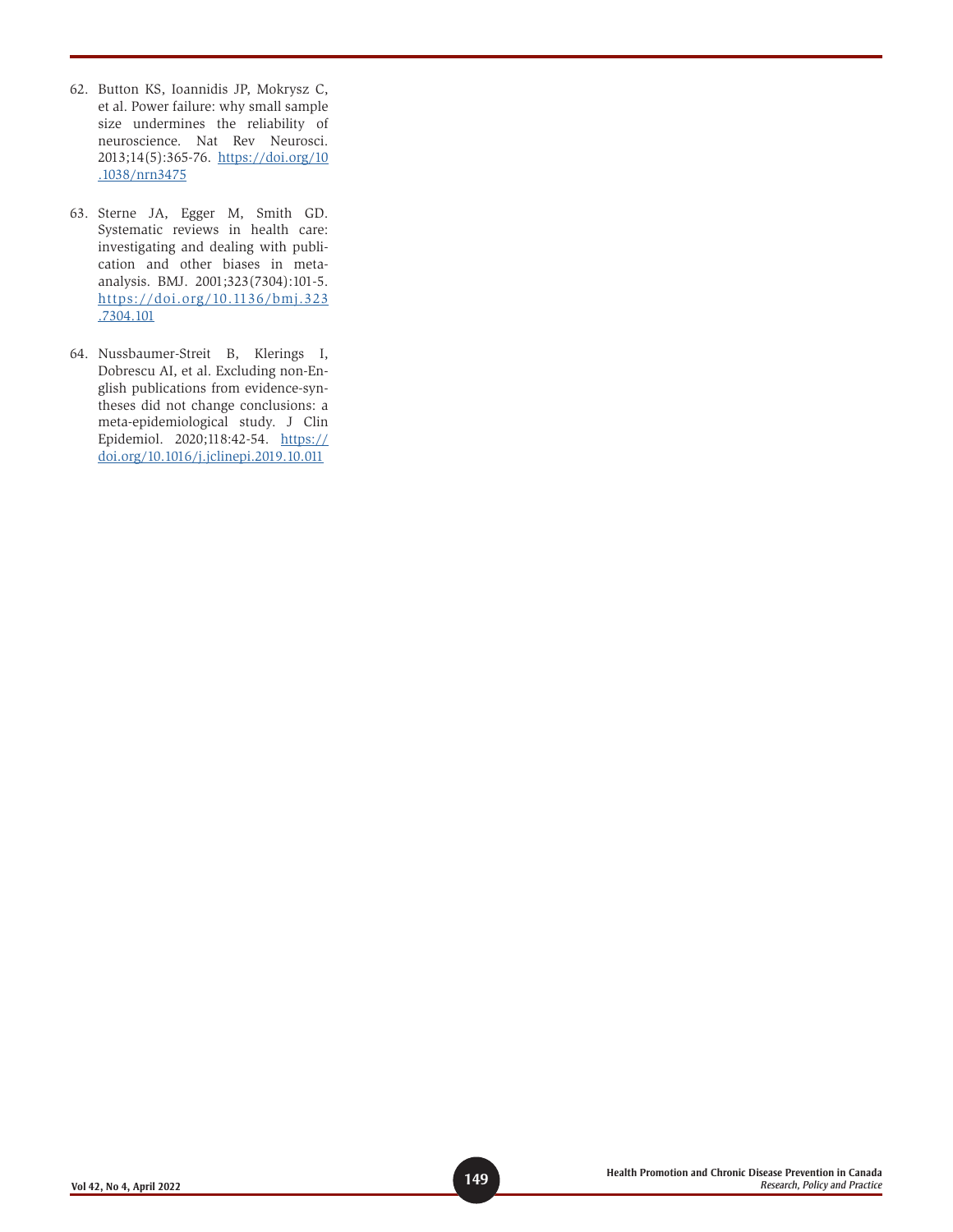62. Button KS, Ioannidis JP, Mokrysz C, et al. Power failure: why small sample size undermines the reliability of neuroscience. Nat Rev Neurosci. 2013;14(5):365-76. https://doi.org/10.1038/nrn3475

63. Sterne JA, Egger M, Smith GD. Systematic reviews in health care: investigating and dealing with publication and other biases in meta-analysis. BMJ. 2001;323(7304):101-5. https://doi.org/10.1136/bmj.323.7304.101

64. Nussbaumer-Streit B, Klerings I, Dobrescu AI, et al. Excluding non-English publications from evidence-syntheses did not change conclusions: a meta-epidemiological study. J Clin Epidemiol. 2020;118:42-54. https://doi.org/10.1016/j.jclinepi.2019.10.011